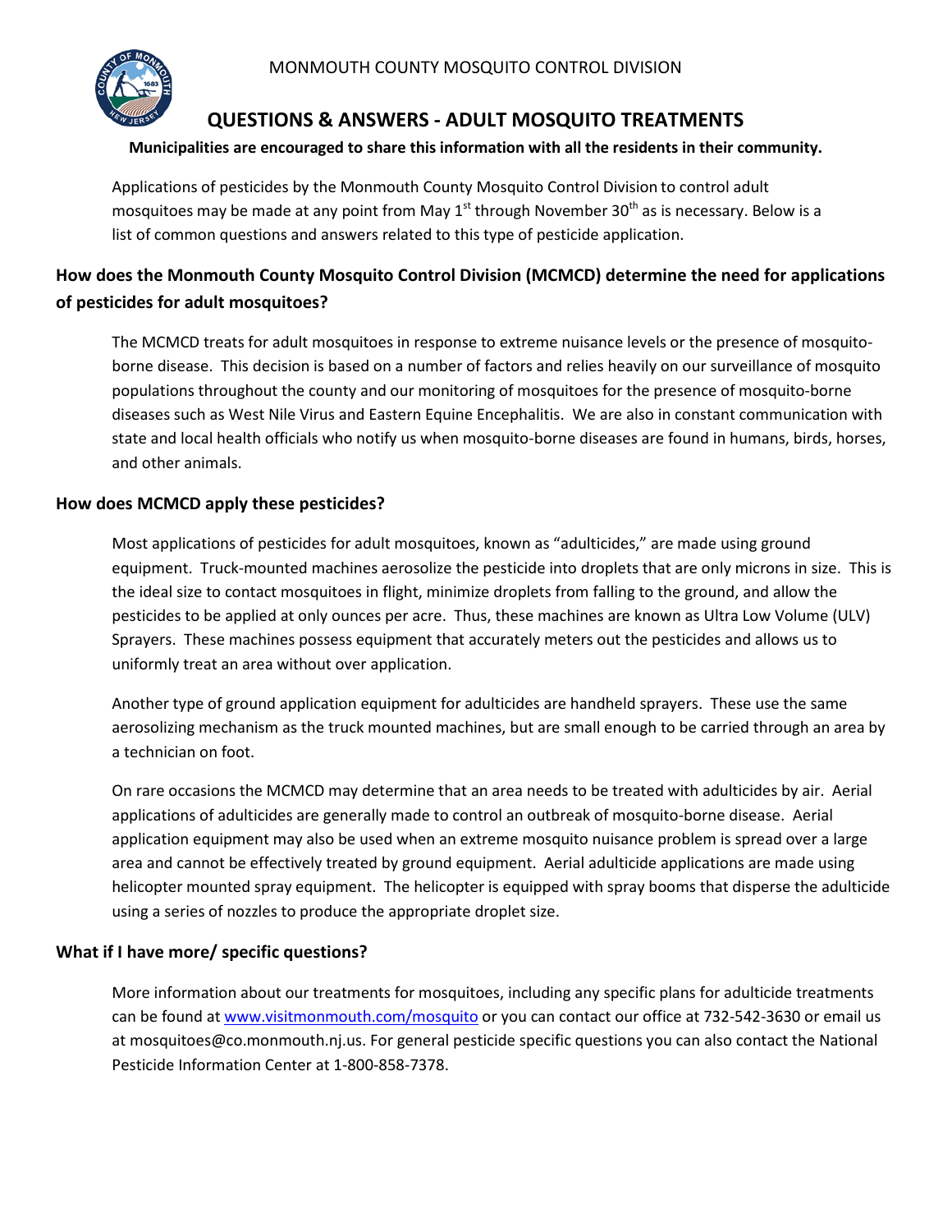MONMOUTH COUNTY MOSQUITO CONTROL DIVISION

# QUESTIONS & ANSWERS - ADULT MOSQUITO TREATMENTS

**Municipalities are encouraged to share this information with all the residents in their community.**

Applications of pesticides by the Monmouth County Mosquito Control Division to control adult mosquitoes may be made at any point from May 1st through November 30th as is necessary. Below is a list of common questions and answers related to this type of pesticide application.

## How does the Monmouth County Mosquito Control Division (MCMCD) determine the need for applications of pesticides for adult mosquitoes?

The MCMCD treats for adult mosquitoes in response to extreme nuisance levels or the presence of mosquito-borne disease. This decision is based on a number of factors and relies heavily on our surveillance of mosquito populations throughout the county and our monitoring of mosquitoes for the presence of mosquito-borne diseases such as West Nile Virus and Eastern Equine Encephalitis. We are also in constant communication with state and local health officials who notify us when mosquito-borne diseases are found in humans, birds, horses, and other animals.

## How does MCMCD apply these pesticides?

Most applications of pesticides for adult mosquitoes, known as "adulticides," are made using ground equipment. Truck-mounted machines aerosolize the pesticide into droplets that are only microns in size. This is the ideal size to contact mosquitoes in flight, minimize droplets from falling to the ground, and allow the pesticides to be applied at only ounces per acre. Thus, these machines are known as Ultra Low Volume (ULV) Sprayers. These machines possess equipment that accurately meters out the pesticides and allows us to uniformly treat an area without over application.

Another type of ground application equipment for adulticides are handheld sprayers. These use the same aerosolizing mechanism as the truck mounted machines, but are small enough to be carried through an area by a technician on foot.

On rare occasions the MCMCD may determine that an area needs to be treated with adulticides by air. Aerial applications of adulticides are generally made to control an outbreak of mosquito-borne disease. Aerial application equipment may also be used when an extreme mosquito nuisance problem is spread over a large area and cannot be effectively treated by ground equipment. Aerial adulticide applications are made using helicopter mounted spray equipment. The helicopter is equipped with spray booms that disperse the adulticide using a series of nozzles to produce the appropriate droplet size.

## What if I have more/ specific questions?

More information about our treatments for mosquitoes, including any specific plans for adulticide treatments can be found at [www.visitmonmouth.com/mosquito](www.visitmonmouth.com/mosquito) or you can contact our office at 732-542-3630 or email us at mosquitoes@co.monmouth.nj.us. For general pesticide specific questions you can also contact the National Pesticide Information Center at 1-800-858-7378.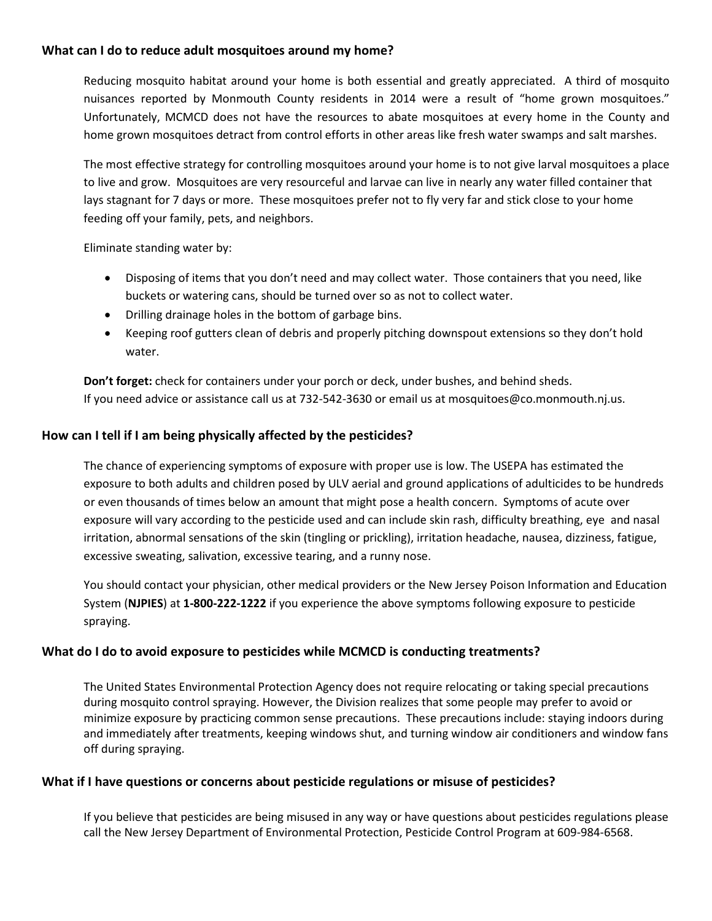### What can I do to reduce adult mosquitoes around my home?

Reducing mosquito habitat around your home is both essential and greatly appreciated. A third of mosquito nuisances reported by Monmouth County residents in 2014 were a result of "home grown mosquitoes." Unfortunately, MCMCD does not have the resources to abate mosquitoes at every home in the County and home grown mosquitoes detract from control efforts in other areas like fresh water swamps and salt marshes.

The most effective strategy for controlling mosquitoes around your home is to not give larval mosquitoes a place to live and grow. Mosquitoes are very resourceful and larvae can live in nearly any water filled container that lays stagnant for 7 days or more. These mosquitoes prefer not to fly very far and stick close to your home feeding off your family, pets, and neighbors.

Eliminate standing water by:

- Disposing of items that you don't need and may collect water. Those containers that you need, like buckets or watering cans, should be turned over so as not to collect water.
- Drilling drainage holes in the bottom of garbage bins.
- Keeping roof gutters clean of debris and properly pitching downspout extensions so they don't hold water.

**Don't forget:** check for containers under your porch or deck, under bushes, and behind sheds.
If you need advice or assistance call us at 732-542-3630 or email us at mosquitoes@co.monmouth.nj.us.

### How can I tell if I am being physically affected by the pesticides?

The chance of experiencing symptoms of exposure with proper use is low. The USEPA has estimated the exposure to both adults and children posed by ULV aerial and ground applications of adulticides to be hundreds or even thousands of times below an amount that might pose a health concern. Symptoms of acute over exposure will vary according to the pesticide used and can include skin rash, difficulty breathing, eye and nasal irritation, abnormal sensations of the skin (tingling or prickling), irritation headache, nausea, dizziness, fatigue, excessive sweating, salivation, excessive tearing, and a runny nose.

You should contact your physician, other medical providers or the New Jersey Poison Information and Education System (**NJPIES**) at **1-800-222-1222** if you experience the above symptoms following exposure to pesticide spraying.

### What do I do to avoid exposure to pesticides while MCMCD is conducting treatments?

The United States Environmental Protection Agency does not require relocating or taking special precautions during mosquito control spraying. However, the Division realizes that some people may prefer to avoid or minimize exposure by practicing common sense precautions. These precautions include: staying indoors during and immediately after treatments, keeping windows shut, and turning window air conditioners and window fans off during spraying.

### What if I have questions or concerns about pesticide regulations or misuse of pesticides?

If you believe that pesticides are being misused in any way or have questions about pesticides regulations please call the New Jersey Department of Environmental Protection, Pesticide Control Program at 609-984-6568.